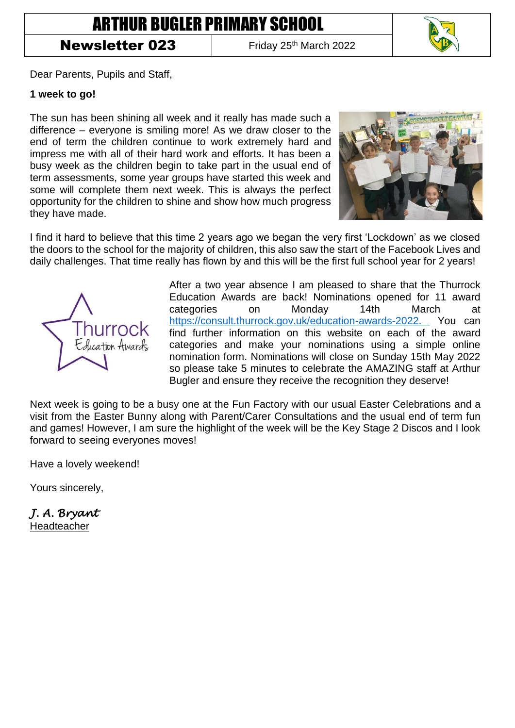# ARTHUR BUGLER PRIMARY SCHOOL

**Newsletter 023** | Friday 25th March 2022

Dear Parents, Pupils and Staff,

**1 week to go!**

The sun has been shining all week and it really has made such a difference – everyone is smiling more! As we draw closer to the end of term the children continue to work extremely hard and impress me with all of their hard work and efforts. It has been a busy week as the children begin to take part in the usual end of term assessments, some year groups have started this week and some will complete them next week. This is always the perfect opportunity for the children to shine and show how much progress they have made.

I find it hard to believe that this time 2 years ago we began the very first 'Lockdown' as we closed the doors to the school for the majority of children, this also saw the start of the Facebook Lives and daily challenges. That time really has flown by and this will be the first full school year for 2 years!

After a two year absence I am pleased to share that the Thurrock Education Awards are back! Nominations opened for 11 award categories on Monday 14th March at https://consult.thurrock.gov.uk/education-awards-2022. You can find further information on this website on each of the award categories and make your nominations using a simple online nomination form. Nominations will close on Sunday 15th May 2022 so please take 5 minutes to celebrate the AMAZING staff at Arthur Bugler and ensure they receive the recognition they deserve!

Next week is going to be a busy one at the Fun Factory with our usual Easter Celebrations and a visit from the Easter Bunny along with Parent/Carer Consultations and the usual end of term fun and games! However, I am sure the highlight of the week will be the Key Stage 2 Discos and I look forward to seeing everyones moves!

Have a lovely weekend!

Yours sincerely,

*J. A. Bryant*
Headteacher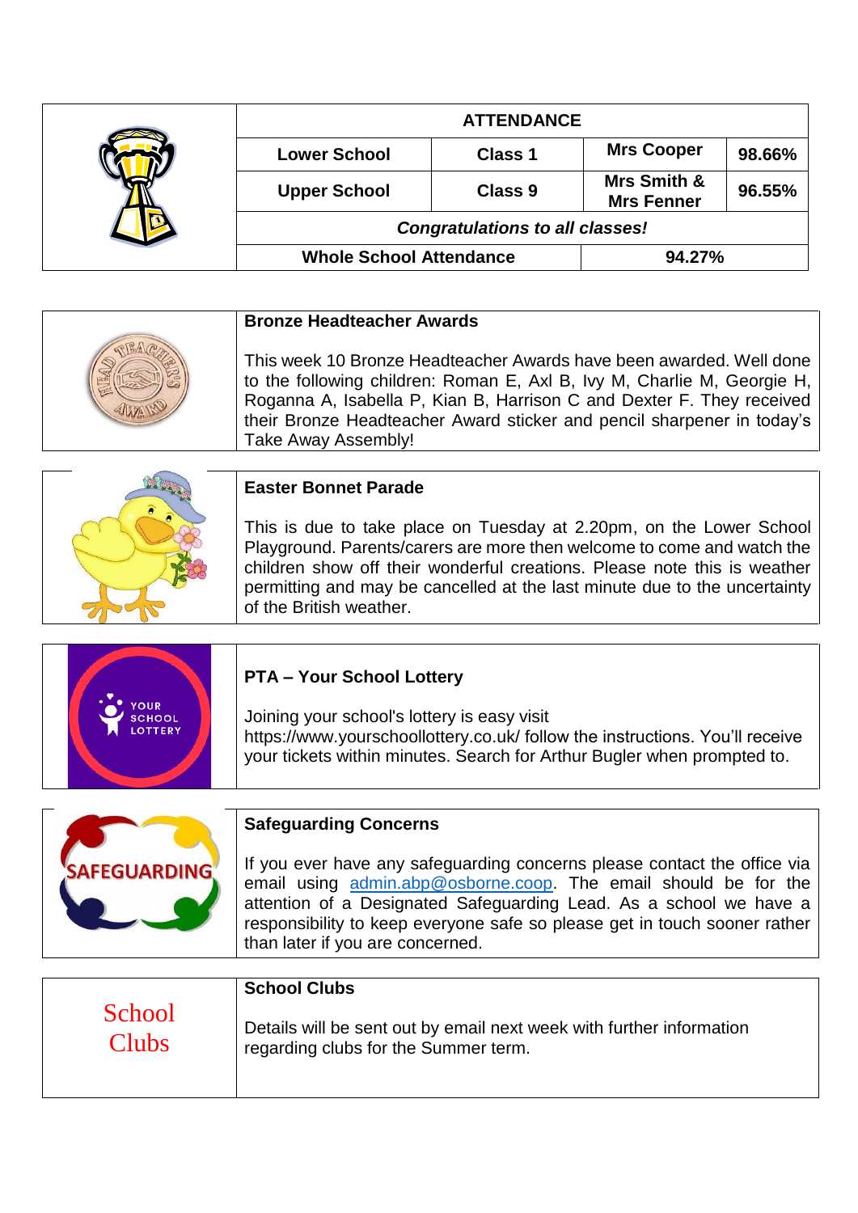| ATTENDANCE | | | |
|---|---|---|---|
| Lower School | Class 1 | Mrs Cooper | 98.66% |
| Upper School | Class 9 | Mrs Smith & Mrs Fenner | 96.55% |
| *Congratulations to all classes!* | | | |
| Whole School Attendance | | 94.27% | |

**Bronze Headteacher Awards**

This week 10 Bronze Headteacher Awards have been awarded. Well done to the following children: Roman E, Axl B, Ivy M, Charlie M, Georgie H, Rogan­na A, Isabella P, Kian B, Harrison C and Dexter F. They received their Bronze Headteacher Award sticker and pencil sharpener in today's Take Away Assembly!

**Easter Bonnet Parade**

This is due to take place on Tuesday at 2.20pm, on the Lower School Playground. Parents/carers are more then welcome to come and watch the children show off their wonderful creations. Please note this is weather permitting and may be cancelled at the last minute due to the uncertainty of the British weather.

**PTA – Your School Lottery**

Joining your school's lottery is easy visit https://www.yourschoollottery.co.uk/ follow the instructions. You'll receive your tickets within minutes. Search for Arthur Bugler when prompted to.

**Safeguarding Concerns**

If you ever have any safeguarding concerns please contact the office via email using admin.abp@osborne.coop. The email should be for the attention of a Designated Safeguarding Lead. As a school we have a responsibility to keep everyone safe so please get in touch sooner rather than later if you are concerned.

School Clubs

**School Clubs**

Details will be sent out by email next week with further information regarding clubs for the Summer term.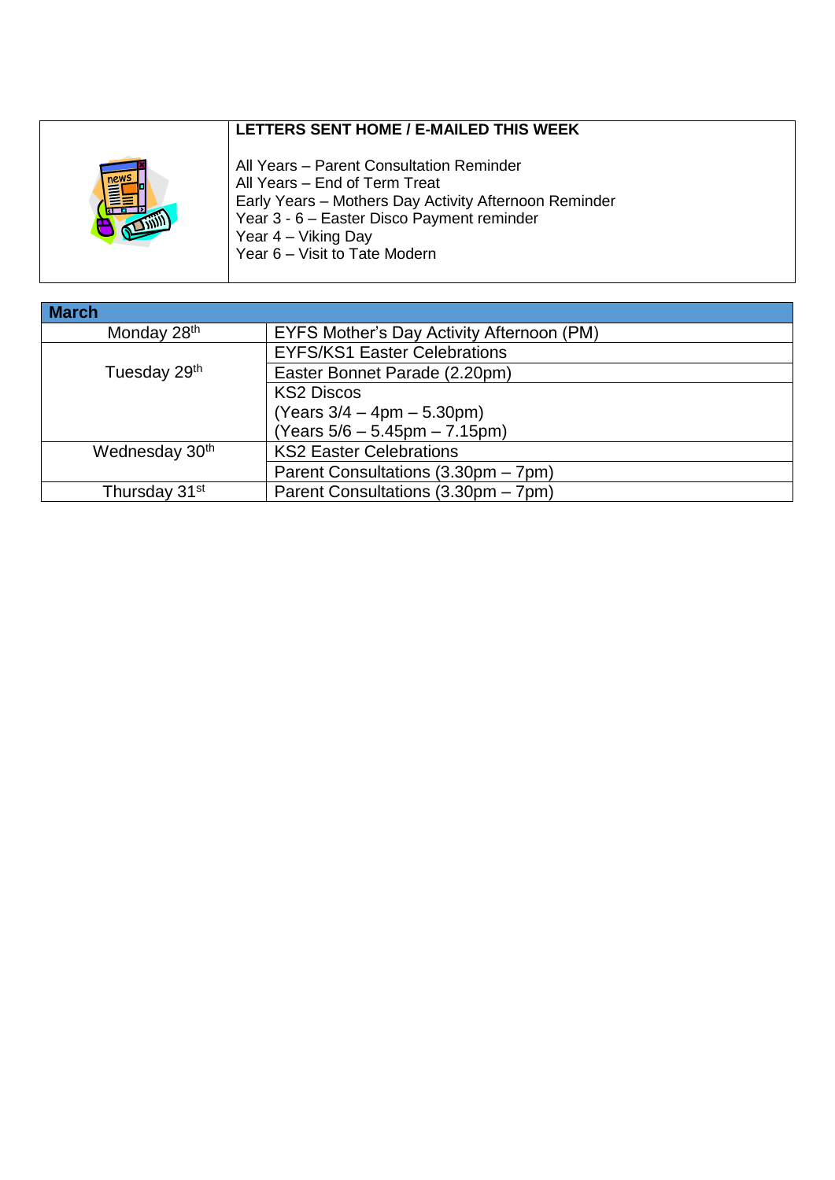## LETTERS SENT HOME / E-MAILED THIS WEEK

All Years – Parent Consultation Reminder
All Years – End of Term Treat
Early Years – Mothers Day Activity Afternoon Reminder
Year 3 - 6 – Easter Disco Payment reminder
Year 4 – Viking Day
Year 6 – Visit to Tate Modern

| **March** | |
|---|---|
| Monday 28th | EYFS Mother's Day Activity Afternoon (PM) |
| Tuesday 29th | EYFS/KS1 Easter Celebrations |
| | Easter Bonnet Parade (2.20pm) |
| | KS2 Discos<br>(Years 3/4 – 4pm – 5.30pm)<br>(Years 5/6 – 5.45pm – 7.15pm) |
| Wednesday 30th | KS2 Easter Celebrations |
| | Parent Consultations (3.30pm – 7pm) |
| Thursday 31st | Parent Consultations (3.30pm – 7pm) |